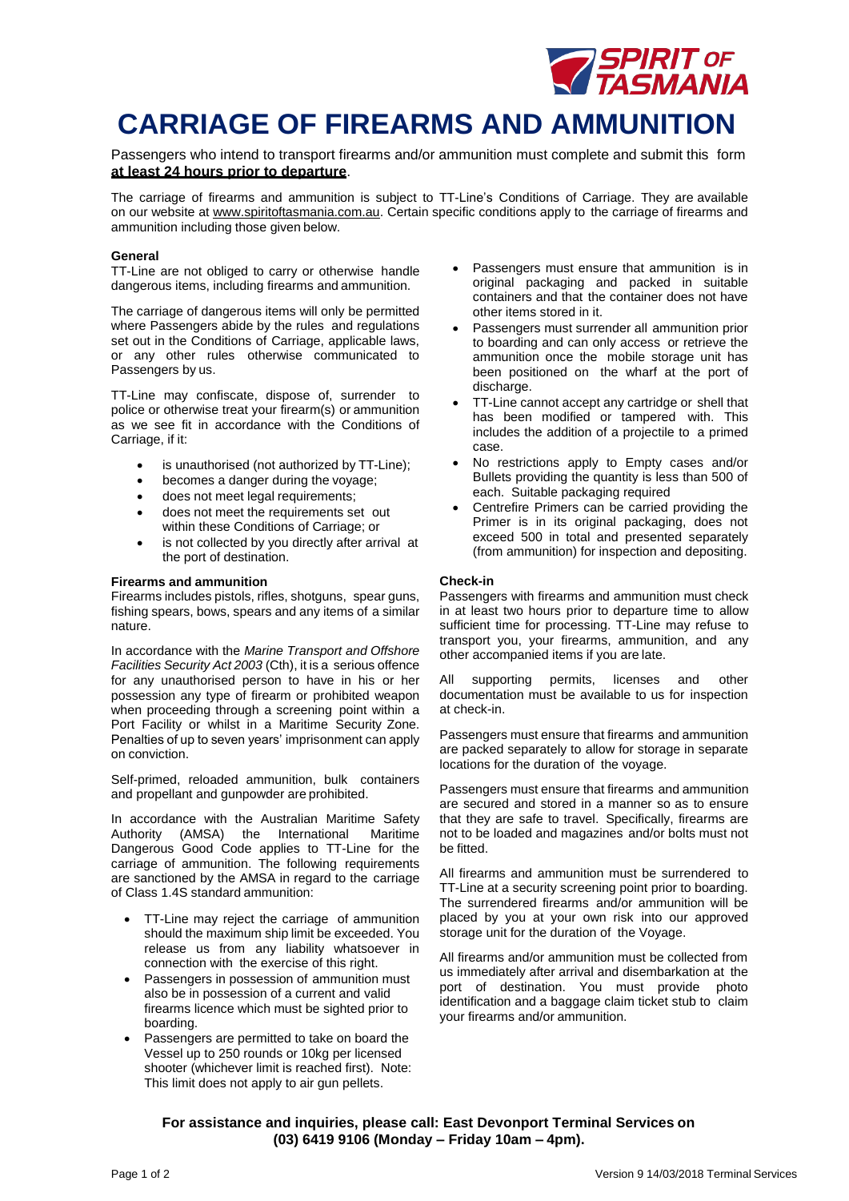# CARRIAGE OF FIREARMS AND AMMUNITION

Passengers who intend to transport firearms and/or ammunition must complete and submit this form **at least 24 hours prior to departure**.

The carriage of firearms and ammunition is subject to TT-Line's Conditions of Carriage. They are available on our website at www.spiritoftasmania.com.au. Certain specific conditions apply to the carriage of firearms and ammunition including those given below.

### General

TT-Line are not obliged to carry or otherwise handle dangerous items, including firearms and ammunition.

The carriage of dangerous items will only be permitted where Passengers abide by the rules and regulations set out in the Conditions of Carriage, applicable laws, or any other rules otherwise communicated to Passengers by us.

TT-Line may confiscate, dispose of, surrender to police or otherwise treat your firearm(s) or ammunition as we see fit in accordance with the Conditions of Carriage, if it:

- is unauthorised (not authorized by TT-Line);
- becomes a danger during the voyage;
- does not meet legal requirements;
- does not meet the requirements set out within these Conditions of Carriage; or
- is not collected by you directly after arrival at the port of destination.

### Firearms and ammunition

Firearms includes pistols, rifles, shotguns, spear guns, fishing spears, bows, spears and any items of a similar nature.

In accordance with the *Marine Transport and Offshore Facilities Security Act 2003* (Cth), it is a serious offence for any unauthorised person to have in his or her possession any type of firearm or prohibited weapon when proceeding through a screening point within a Port Facility or whilst in a Maritime Security Zone. Penalties of up to seven years' imprisonment can apply on conviction.

Self-primed, reloaded ammunition, bulk containers and propellant and gunpowder are prohibited.

In accordance with the Australian Maritime Safety Authority (AMSA) the International Maritime Dangerous Good Code applies to TT-Line for the carriage of ammunition. The following requirements are sanctioned by the AMSA in regard to the carriage of Class 1.4S standard ammunition:

- TT-Line may reject the carriage of ammunition should the maximum ship limit be exceeded. You release us from any liability whatsoever in connection with the exercise of this right.
- Passengers in possession of ammunition must also be in possession of a current and valid firearms licence which must be sighted prior to boarding.
- Passengers are permitted to take on board the Vessel up to 250 rounds or 10kg per licensed shooter (whichever limit is reached first). Note: This limit does not apply to air gun pellets.
- Passengers must ensure that ammunition is in original packaging and packed in suitable containers and that the container does not have other items stored in it.
- Passengers must surrender all ammunition prior to boarding and can only access or retrieve the ammunition once the mobile storage unit has been positioned on the wharf at the port of discharge.
- TT-Line cannot accept any cartridge or shell that has been modified or tampered with. This includes the addition of a projectile to a primed case.
- No restrictions apply to Empty cases and/or Bullets providing the quantity is less than 500 of each. Suitable packaging required
- Centrefire Primers can be carried providing the Primer is in its original packaging, does not exceed 500 in total and presented separately (from ammunition) for inspection and depositing.

### Check-in

Passengers with firearms and ammunition must check in at least two hours prior to departure time to allow sufficient time for processing. TT-Line may refuse to transport you, your firearms, ammunition, and any other accompanied items if you are late.

All supporting permits, licenses and other documentation must be available to us for inspection at check-in.

Passengers must ensure that firearms and ammunition are packed separately to allow for storage in separate locations for the duration of the voyage.

Passengers must ensure that firearms and ammunition are secured and stored in a manner so as to ensure that they are safe to travel. Specifically, firearms are not to be loaded and magazines and/or bolts must not be fitted.

All firearms and ammunition must be surrendered to TT-Line at a security screening point prior to boarding. The surrendered firearms and/or ammunition will be placed by you at your own risk into our approved storage unit for the duration of the Voyage.

All firearms and/or ammunition must be collected from us immediately after arrival and disembarkation at the port of destination. You must provide photo identification and a baggage claim ticket stub to claim your firearms and/or ammunition.

**For assistance and inquiries, please call: East Devonport Terminal Services on (03) 6419 9106 (Monday – Friday 10am – 4pm).**

Version 9 14/03/2018 Terminal Services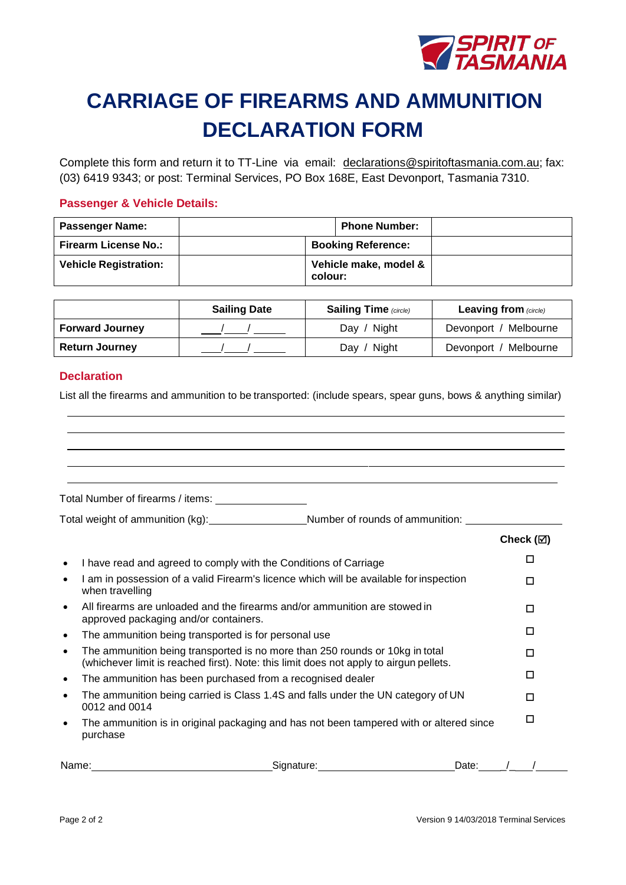# CARRIAGE OF FIREARMS AND AMMUNITION DECLARATION FORM

Complete this form and return it to TT-Line via email: declarations@spiritoftasmania.com.au; fax: (03) 6419 9343; or post: Terminal Services, PO Box 168E, East Devonport, Tasmania 7310.

### Passenger & Vehicle Details:

| | | | |
|---|---|---|---|
| **Passenger Name:** | | **Phone Number:** | |
| **Firearm License No.:** | | **Booking Reference:** | |
| **Vehicle Registration:** | | **Vehicle make, model & colour:** | |

| | Sailing Date | Sailing Time *(circle)* | Leaving from *(circle)* |
|---|---|---|---|
| **Forward Journey** | ___/___/_____ | Day / Night | Devonport / Melbourne |
| **Return Journey** | ___/___/_____ | Day / Night | Devonport / Melbourne |

### Declaration

List all the firearms and ammunition to be transported: (include spears, spear guns, bows & anything similar)

_______________________________________________

_______________________________________________

_______________________________________________

_______________________________________________

_______________________________________________

Total Number of firearms / items: _______________

Total weight of ammunition (kg): _______________ Number of rounds of ammunition: _______________

| | Check (☑) |
|---|---|
| • I have read and agreed to comply with the Conditions of Carriage | ☐ |
| • I am in possession of a valid Firearm's licence which will be available for inspection when travelling | ☐ |
| • All firearms are unloaded and the firearms and/or ammunition are stowed in approved packaging and/or containers. | ☐ |
| • The ammunition being transported is for personal use | ☐ |
| • The ammunition being transported is no more than 250 rounds or 10kg in total (whichever limit is reached first). Note: this limit does not apply to airgun pellets. | ☐ |
| • The ammunition has been purchased from a recognised dealer | ☐ |
| • The ammunition being carried is Class 1.4S and falls under the UN category of UN 0012 and 0014 | ☐ |
| • The ammunition is in original packaging and has not been tampered with or altered since purchase | ☐ |

Name: ______________________ Signature: ______________________ Date: ____/___/_____

Version 9 14/03/2018 Terminal Services